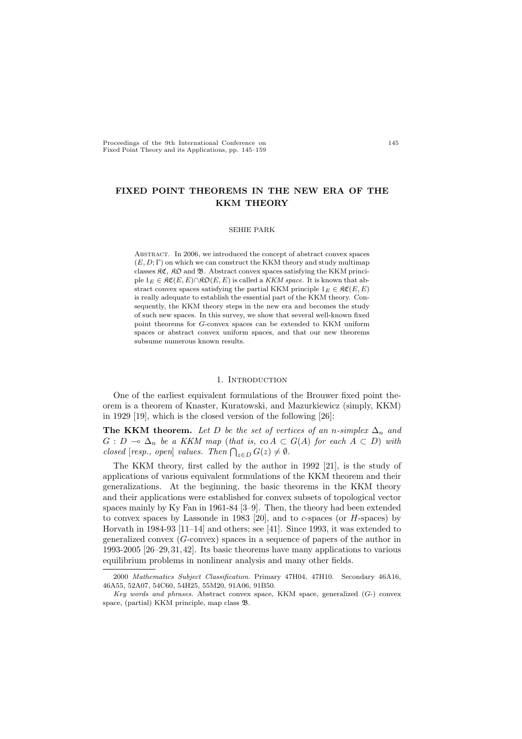# FIXED POINT THEOREMS IN THE NEW ERA OF THE KKM THEORY

SEHIE PARK

Abstract. In 2006, we introduced the concept of abstract convex spaces $(E, D; \Gamma)$ on which we can construct the KKM theory and study multimap classes $\mathfrak{KC}$, $\mathfrak{KO}$ and $\mathfrak{B}$. Abstract convex spaces satisfying the KKM principle $1_E \in \mathfrak{KC}(E, E) \cap \mathfrak{KO}(E, E)$ is called a *KKM space*. It is known that abstract convex spaces satisfying the partial KKM principle $1_E \in \mathfrak{KC}(E, E)$ is really adequate to establish the essential part of the KKM theory. Consequently, the KKM theory steps in the new era and becomes the study of such new spaces. In this survey, we show that several well-known fixed point theorems for $G$-convex spaces can be extended to KKM uniform spaces or abstract convex uniform spaces, and that our new theorems subsume numerous known results.

## 1. Introduction

One of the earliest equivalent formulations of the Brouwer fixed point theorem is a theorem of Knaster, Kuratowski, and Mazurkiewicz (simply, KKM) in 1929 [19], which is the closed version of the following [26]:

**The KKM theorem.** *Let $D$ be the set of vertices of an $n$-simplex $\Delta_n$ and $G : D \multimap \Delta_n$ be a KKM map (that is, $\operatorname{co} A \subset G(A)$ for each $A \subset D$) with closed [resp., open] values. Then $\bigcap_{z \in D} G(z) \neq \emptyset$.*

The KKM theory, first called by the author in 1992 [21], is the study of applications of various equivalent formulations of the KKM theorem and their generalizations. At the beginning, the basic theorems in the KKM theory and their applications were established for convex subsets of topological vector spaces mainly by Ky Fan in 1961-84 [3–9]. Then, the theory had been extended to convex spaces by Lassonde in 1983 [20], and to $c$-spaces (or $H$-spaces) by Horvath in 1984-93 [11–14] and others; see [41]. Since 1993, it was extended to generalized convex ($G$-convex) spaces in a sequence of papers of the author in 1993-2005 [26–29, 31, 42]. Its basic theorems have many applications to various equilibrium problems in nonlinear analysis and many other fields.

---

2000 *Mathematics Subject Classification.* Primary 47H04, 47H10. Secondary 46A16, 46A55, 52A07, 54C60, 54H25, 55M20, 91A06, 91B50.

*Key words and phrases.* Abstract convex space, KKM space, generalized ($G$-) convex space, (partial) KKM principle, map class $\mathfrak{B}$.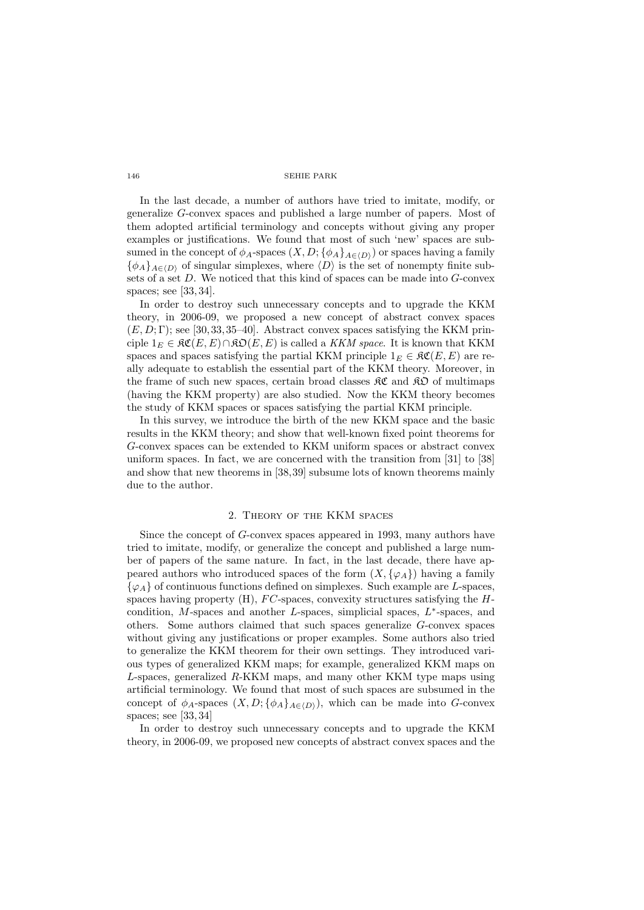In the last decade, a number of authors have tried to imitate, modify, or generalize $G$-convex spaces and published a large number of papers. Most of them adopted artificial terminology and concepts without giving any proper examples or justifications. We found that most of such 'new' spaces are subsumed in the concept of $\phi_A$-spaces $(X, D; \{\phi_A\}_{A\in\langle D\rangle})$ or spaces having a family $\{\phi_A\}_{A\in\langle D\rangle}$ of singular simplexes, where $\langle D\rangle$ is the set of nonempty finite subsets of a set $D$. We noticed that this kind of spaces can be made into $G$-convex spaces; see [33, 34].

In order to destroy such unnecessary concepts and to upgrade the KKM theory, in 2006-09, we proposed a new concept of abstract convex spaces $(E, D; \Gamma)$; see [30, 33, 35–40]. Abstract convex spaces satisfying the KKM principle $1_E \in \mathfrak{KC}(E, E) \cap \mathfrak{KO}(E, E)$ is called a *KKM space*. It is known that KKM spaces and spaces satisfying the partial KKM principle $1_E \in \mathfrak{KC}(E, E)$ are really adequate to establish the essential part of the KKM theory. Moreover, in the frame of such new spaces, certain broad classes $\mathfrak{KC}$ and $\mathfrak{KO}$ of multimaps (having the KKM property) are also studied. Now the KKM theory becomes the study of KKM spaces or spaces satisfying the partial KKM principle.

In this survey, we introduce the birth of the new KKM space and the basic results in the KKM theory; and show that well-known fixed point theorems for $G$-convex spaces can be extended to KKM uniform spaces or abstract convex uniform spaces. In fact, we are concerned with the transition from [31] to [38] and show that new theorems in [38, 39] subsume lots of known theorems mainly due to the author.

## 2. Theory of the KKM spaces

Since the concept of $G$-convex spaces appeared in 1993, many authors have tried to imitate, modify, or generalize the concept and published a large number of papers of the same nature. In fact, in the last decade, there have appeared authors who introduced spaces of the form $(X, \{\varphi_A\})$ having a family $\{\varphi_A\}$ of continuous functions defined on simplexes. Such example are $L$-spaces, spaces having property (H), $FC$-spaces, convexity structures satisfying the $H$-condition, $M$-spaces and another $L$-spaces, simplicial spaces, $L^*$-spaces, and others. Some authors claimed that such spaces generalize $G$-convex spaces without giving any justifications or proper examples. Some authors also tried to generalize the KKM theorem for their own settings. They introduced various types of generalized KKM maps; for example, generalized KKM maps on $L$-spaces, generalized $R$-KKM maps, and many other KKM type maps using artificial terminology. We found that most of such spaces are subsumed in the concept of $\phi_A$-spaces $(X, D; \{\phi_A\}_{A\in\langle D\rangle})$, which can be made into $G$-convex spaces; see [33, 34]

In order to destroy such unnecessary concepts and to upgrade the KKM theory, in 2006-09, we proposed new concepts of abstract convex spaces and the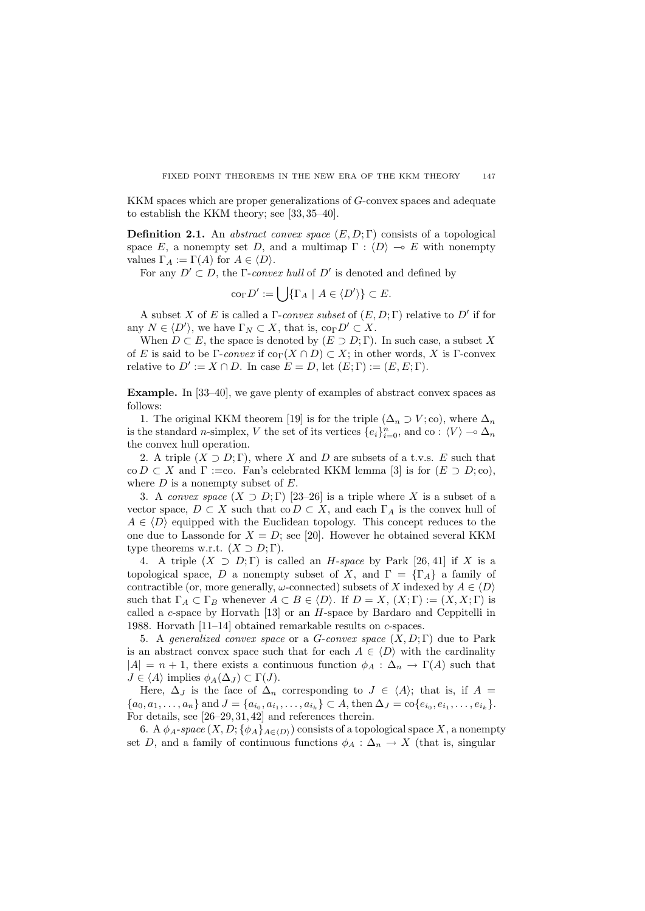KKM spaces which are proper generalizations of $G$-convex spaces and adequate to establish the KKM theory; see [33, 35–40].

**Definition 2.1.** An *abstract convex space* $(E, D; \Gamma)$ consists of a topological space $E$, a nonempty set $D$, and a multimap $\Gamma : \langle D \rangle \multimap E$ with nonempty values $\Gamma_A := \Gamma(A)$ for $A \in \langle D \rangle$.

For any $D' \subset D$, the $\Gamma$-*convex hull* of $D'$ is denoted and defined by

$$\mathrm{co}_\Gamma D' := \bigcup \{\Gamma_A \mid A \in \langle D' \rangle\} \subset E.$$

A subset $X$ of $E$ is called a $\Gamma$-*convex subset* of $(E, D; \Gamma)$ relative to $D'$ if for any $N \in \langle D' \rangle$, we have $\Gamma_N \subset X$, that is, $\mathrm{co}_\Gamma D' \subset X$.

When $D \subset E$, the space is denoted by $(E \supset D; \Gamma)$. In such case, a subset $X$ of $E$ is said to be $\Gamma$-*convex* if $\mathrm{co}_\Gamma(X \cap D) \subset X$; in other words, $X$ is $\Gamma$-convex relative to $D' := X \cap D$. In case $E = D$, let $(E; \Gamma) := (E, E; \Gamma)$.

**Example.** In [33–40], we gave plenty of examples of abstract convex spaces as follows:

1. The original KKM theorem [19] is for the triple $(\Delta_n \supset V; \mathrm{co})$, where $\Delta_n$ is the standard $n$-simplex, $V$ the set of its vertices $\{e_i\}_{i=0}^n$, and $\mathrm{co} : \langle V \rangle \multimap \Delta_n$ the convex hull operation.

2. A triple $(X \supset D; \Gamma)$, where $X$ and $D$ are subsets of a t.v.s. $E$ such that $\mathrm{co}\, D \subset X$ and $\Gamma :=$co. Fan's celebrated KKM lemma [3] is for $(E \supset D; \mathrm{co})$, where $D$ is a nonempty subset of $E$.

3. A *convex space* $(X \supset D; \Gamma)$ [23–26] is a triple where $X$ is a subset of a vector space, $D \subset X$ such that $\mathrm{co}\, D \subset X$, and each $\Gamma_A$ is the convex hull of $A \in \langle D \rangle$ equipped with the Euclidean topology. This concept reduces to the one due to Lassonde for $X = D$; see [20]. However he obtained several KKM type theorems w.r.t. $(X \supset D; \Gamma)$.

4. A triple $(X \supset D; \Gamma)$ is called an *H-space* by Park [26, 41] if $X$ is a topological space, $D$ a nonempty subset of $X$, and $\Gamma = \{\Gamma_A\}$ a family of contractible (or, more generally, $\omega$-connected) subsets of $X$ indexed by $A \in \langle D \rangle$ such that $\Gamma_A \subset \Gamma_B$ whenever $A \subset B \in \langle D \rangle$. If $D = X$, $(X; \Gamma) := (X, X; \Gamma)$ is called a *c*-space by Horvath [13] or an $H$-space by Bardaro and Ceppitelli in 1988. Horvath [11–14] obtained remarkable results on *c*-spaces.

5. A *generalized convex space* or a *G-convex space* $(X, D; \Gamma)$ due to Park is an abstract convex space such that for each $A \in \langle D \rangle$ with the cardinality $|A| = n + 1$, there exists a continuous function $\phi_A : \Delta_n \to \Gamma(A)$ such that $J \in \langle A \rangle$ implies $\phi_A(\Delta_J) \subset \Gamma(J)$.

Here, $\Delta_J$ is the face of $\Delta_n$ corresponding to $J \in \langle A \rangle$; that is, if $A = \{a_0, a_1, \ldots, a_n\}$ and $J = \{a_{i_0}, a_{i_1}, \ldots, a_{i_k}\} \subset A$, then $\Delta_J = \mathrm{co}\{e_{i_0}, e_{i_1}, \ldots, e_{i_k}\}$. For details, see [26–29, 31, 42] and references therein.

6. A $\phi_A$-*space* $(X, D; \{\phi_A\}_{A \in \langle D \rangle})$ consists of a topological space $X$, a nonempty set $D$, and a family of continuous functions $\phi_A : \Delta_n \to X$ (that is, singular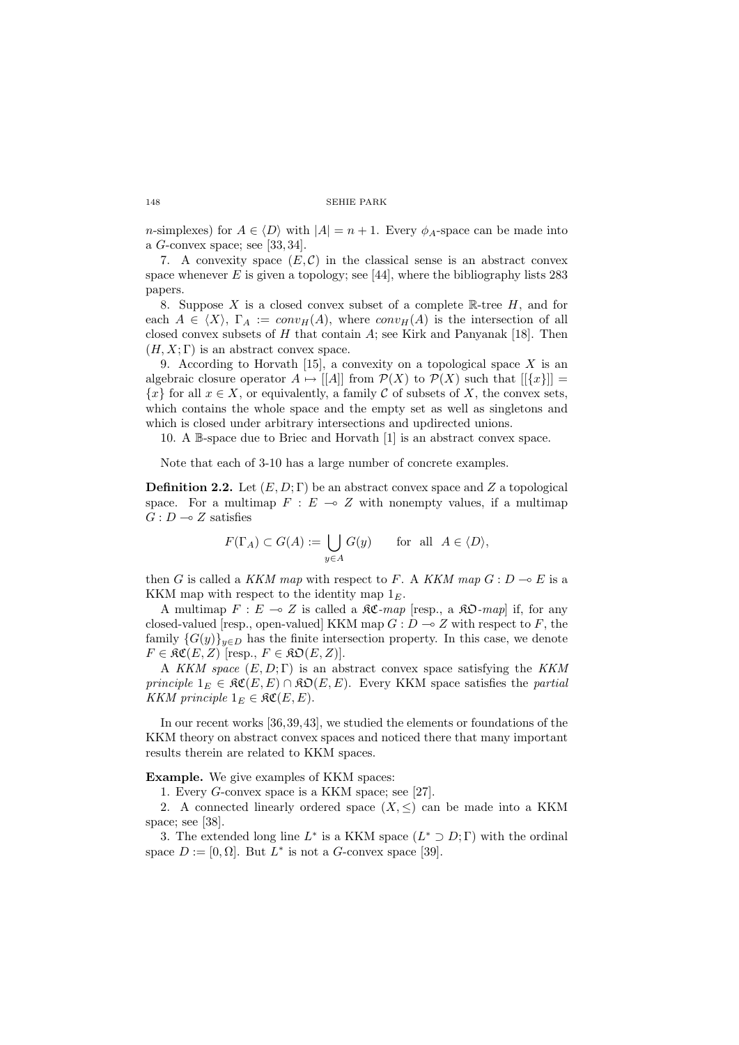$n$-simplexes) for $A \in \langle D \rangle$ with $|A| = n + 1$. Every $\phi_A$-space can be made into a $G$-convex space; see [33, 34].

7. A convexity space $(E, \mathcal{C})$ in the classical sense is an abstract convex space whenever $E$ is given a topology; see [44], where the bibliography lists 283 papers.

8. Suppose $X$ is a closed convex subset of a complete $\mathbb{R}$-tree $H$, and for each $A \in \langle X \rangle$, $\Gamma_A := conv_H(A)$, where $conv_H(A)$ is the intersection of all closed convex subsets of $H$ that contain $A$; see Kirk and Panyanak [18]. Then $(H, X; \Gamma)$ is an abstract convex space.

9. According to Horvath [15], a convexity on a topological space $X$ is an algebraic closure operator $A \mapsto [[A]]$ from $\mathcal{P}(X)$ to $\mathcal{P}(X)$ such that $[[\{x\}]] = \{x\}$ for all $x \in X$, or equivalently, a family $\mathcal{C}$ of subsets of $X$, the convex sets, which contains the whole space and the empty set as well as singletons and which is closed under arbitrary intersections and updirected unions.

10. A $\mathbb{B}$-space due to Briec and Horvath [1] is an abstract convex space.

Note that each of 3-10 has a large number of concrete examples.

**Definition 2.2.** Let $(E, D; \Gamma)$ be an abstract convex space and $Z$ a topological space. For a multimap $F : E \multimap Z$ with nonempty values, if a multimap $G : D \multimap Z$ satisfies

$$F(\Gamma_A) \subset G(A) := \bigcup_{y \in A} G(y) \qquad \text{for all} \quad A \in \langle D \rangle,$$

then $G$ is called a *KKM map* with respect to $F$. A *KKM map* $G : D \multimap E$ is a KKM map with respect to the identity map $1_E$.

A multimap $F : E \multimap Z$ is called a $\mathfrak{KC}$-*map* [resp., a $\mathfrak{KO}$-*map*] if, for any closed-valued [resp., open-valued] KKM map $G : D \multimap Z$ with respect to $F$, the family $\{G(y)\}_{y \in D}$ has the finite intersection property. In this case, we denote $F \in \mathfrak{KC}(E, Z)$ [resp., $F \in \mathfrak{KO}(E, Z)$].

A *KKM space* $(E, D; \Gamma)$ is an abstract convex space satisfying the *KKM principle* $1_E \in \mathfrak{KC}(E, E) \cap \mathfrak{KO}(E, E)$. Every KKM space satisfies the *partial KKM principle* $1_E \in \mathfrak{KC}(E, E)$.

In our recent works [36, 39, 43], we studied the elements or foundations of the KKM theory on abstract convex spaces and noticed there that many important results therein are related to KKM spaces.

**Example.** We give examples of KKM spaces:

1. Every $G$-convex space is a KKM space; see [27].

2. A connected linearly ordered space $(X, \leq)$ can be made into a KKM space; see [38].

3. The extended long line $L^*$ is a KKM space $(L^* \supset D; \Gamma)$ with the ordinal space $D := [0, \Omega]$. But $L^*$ is not a $G$-convex space [39].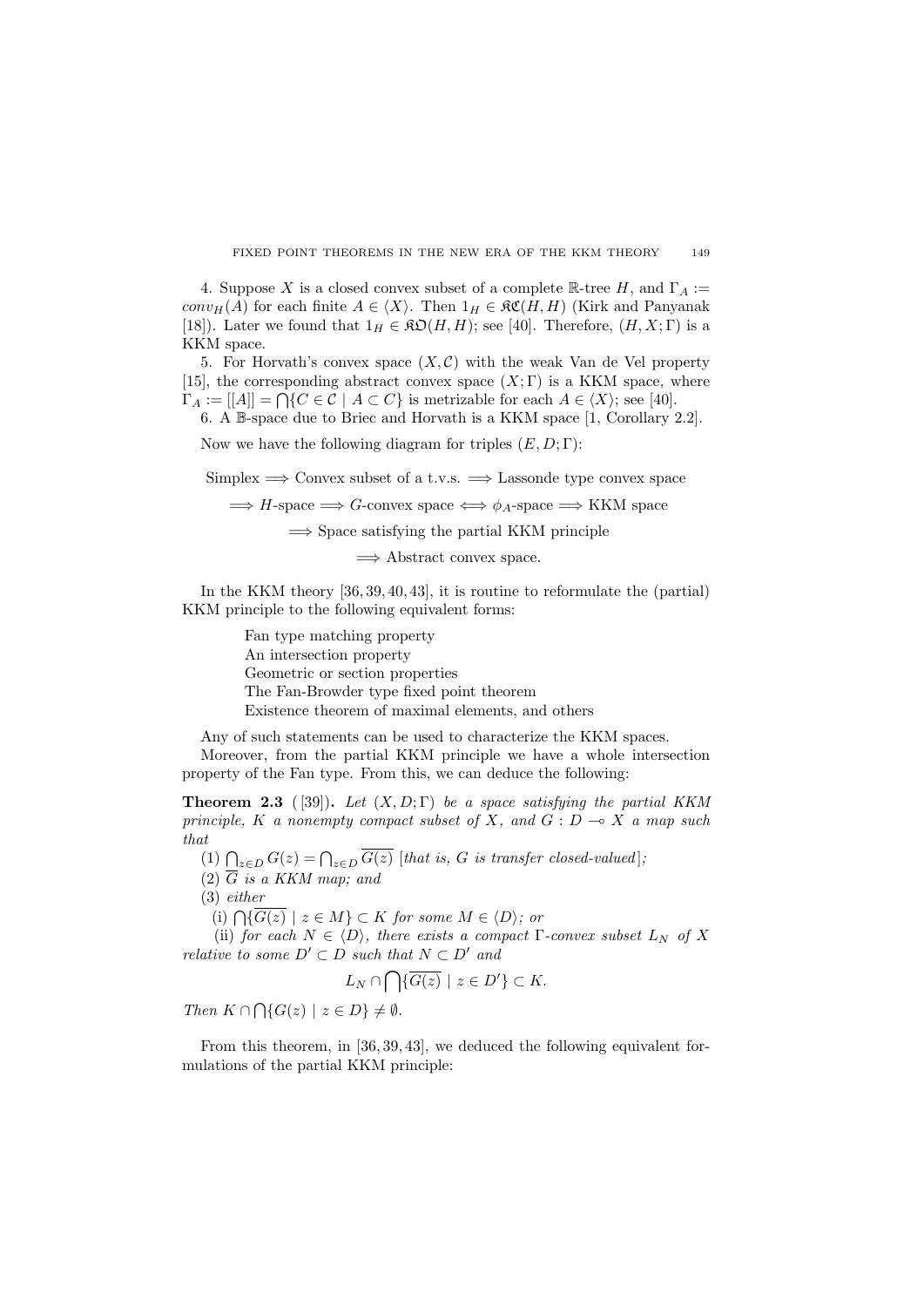4. Suppose $X$ is a closed convex subset of a complete $\mathbb{R}$-tree $H$, and $\Gamma_A := conv_H(A)$ for each finite $A \in \langle X \rangle$. Then $1_H \in \mathfrak{KC}(H, H)$ (Kirk and Panyanak [18]). Later we found that $1_H \in \mathfrak{KO}(H, H)$; see [40]. Therefore, $(H, X; \Gamma)$ is a KKM space.

5. For Horvath's convex space $(X, \mathcal{C})$ with the weak Van de Vel property [15], the corresponding abstract convex space $(X; \Gamma)$ is a KKM space, where $\Gamma_A := [[A]] = \bigcap\{C \in \mathcal{C} \mid A \subset C\}$ is metrizable for each $A \in \langle X \rangle$; see [40].

6. A $\mathbb{B}$-space due to Briec and Horvath is a KKM space [1, Corollary 2.2].

Now we have the following diagram for triples $(E, D; \Gamma)$:

Simplex $\Longrightarrow$ Convex subset of a t.v.s. $\Longrightarrow$ Lassonde type convex space

$\Longrightarrow$ $H$-space $\Longrightarrow$ $G$-convex space $\Longleftrightarrow$ $\phi_A$-space $\Longrightarrow$ KKM space

$\Longrightarrow$ Space satisfying the partial KKM principle

$\Longrightarrow$ Abstract convex space.

In the KKM theory [36, 39, 40, 43], it is routine to reformulate the (partial) KKM principle to the following equivalent forms:

Fan type matching property
An intersection property
Geometric or section properties
The Fan-Browder type fixed point theorem
Existence theorem of maximal elements, and others

Any of such statements can be used to characterize the KKM spaces.

Moreover, from the partial KKM principle we have a whole intersection property of the Fan type. From this, we can deduce the following:

**Theorem 2.3** ([39])**.** *Let $(X, D; \Gamma)$ be a space satisfying the partial KKM principle, $K$ a nonempty compact subset of $X$, and $G : D \multimap X$ a map such that*

(1) $\bigcap_{z \in D} G(z) = \bigcap_{z \in D} \overline{G(z)}$ *[that is, $G$ is transfer closed-valued];*

(2) $\overline{G}$ *is a KKM map; and*

(3) *either*

(i) $\bigcap\{\overline{G(z)} \mid z \in M\} \subset K$ *for some $M \in \langle D \rangle$; or*

(ii) *for each $N \in \langle D \rangle$, there exists a compact $\Gamma$-convex subset $L_N$ of $X$ relative to some $D' \subset D$ such that $N \subset D'$ and*

$$L_N \cap \bigcap\{\overline{G(z)} \mid z \in D'\} \subset K.$$

*Then $K \cap \bigcap\{G(z) \mid z \in D\} \neq \emptyset$.*

From this theorem, in [36, 39, 43], we deduced the following equivalent formulations of the partial KKM principle: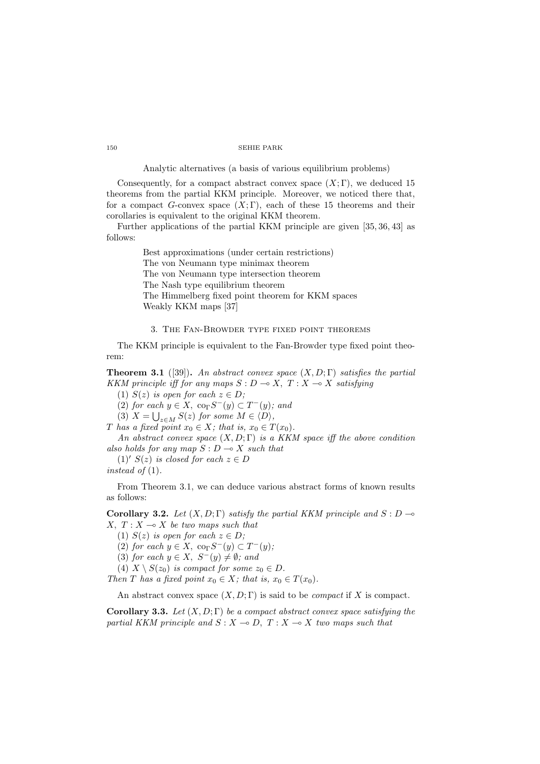Analytic alternatives (a basis of various equilibrium problems)

Consequently, for a compact abstract convex space $(X;\Gamma)$, we deduced 15 theorems from the partial KKM principle. Moreover, we noticed there that, for a compact $G$-convex space $(X;\Gamma)$, each of these 15 theorems and their corollaries is equivalent to the original KKM theorem.

Further applications of the partial KKM principle are given [35, 36, 43] as follows:

Best approximations (under certain restrictions)
The von Neumann type minimax theorem
The von Neumann type intersection theorem
The Nash type equilibrium theorem
The Himmelberg fixed point theorem for KKM spaces
Weakly KKM maps [37]

## 3. The Fan-Browder type fixed point theorems

The KKM principle is equivalent to the Fan-Browder type fixed point theorem:

**Theorem 3.1** ([39]). *An abstract convex space $(X, D;\Gamma)$ satisfies the partial KKM principle iff for any maps $S : D \multimap X,\ T : X \multimap X$ satisfying*

(1) *$S(z)$ is open for each $z \in D$;*
(2) *for each $y \in X,\ \mathrm{co}_\Gamma S^-(y) \subset T^-(y)$; and*
(3) *$X = \bigcup_{z\in M} S(z)$ for some $M \in \langle D\rangle$,*

*$T$ has a fixed point $x_0 \in X$; that is, $x_0 \in T(x_0)$.*

*An abstract convex space $(X, D;\Gamma)$ is a KKM space iff the above condition also holds for any map $S : D \multimap X$ such that*

$(1)'$ *$S(z)$ is closed for each $z \in D$*

*instead of* (1).

From Theorem 3.1, we can deduce various abstract forms of known results as follows:

**Corollary 3.2.** *Let $(X, D;\Gamma)$ satisfy the partial KKM principle and $S : D \multimap X,\ T : X \multimap X$ be two maps such that*

(1) *$S(z)$ is open for each $z \in D$;*
(2) *for each $y \in X,\ \mathrm{co}_\Gamma S^-(y) \subset T^-(y)$;*
(3) *for each $y \in X,\ S^-(y) \neq \emptyset$; and*
(4) *$X \setminus S(z_0)$ is compact for some $z_0 \in D$.*

*Then $T$ has a fixed point $x_0 \in X$; that is, $x_0 \in T(x_0)$.*

An abstract convex space $(X, D;\Gamma)$ is said to be *compact* if $X$ is compact.

**Corollary 3.3.** *Let $(X, D;\Gamma)$ be a compact abstract convex space satisfying the partial KKM principle and $S : X \multimap D,\ T : X \multimap X$ two maps such that*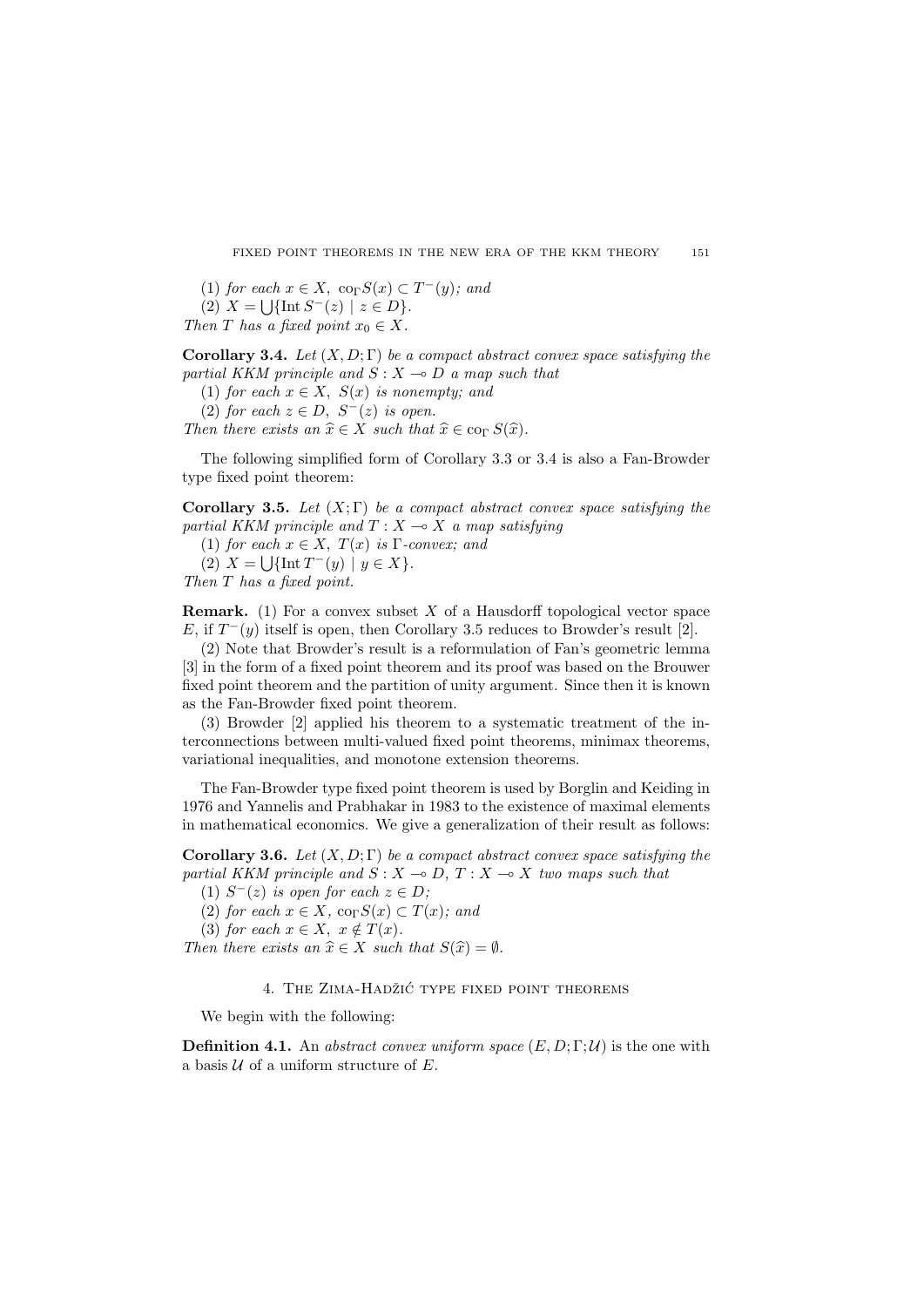(1) *for each* $x \in X$, $\operatorname{co}_\Gamma S(x) \subset T^-(y)$*; and*

(2) $X = \bigcup\{\operatorname{Int} S^-(z) \mid z \in D\}$.

*Then* $T$ *has a fixed point* $x_0 \in X$.

**Corollary 3.4.** *Let* $(X, D; \Gamma)$ *be a compact abstract convex space satisfying the partial KKM principle and* $S : X \multimap D$ *a map such that*

(1) *for each* $x \in X$, $S(x)$ *is nonempty; and*

(2) *for each* $z \in D$, $S^-(z)$ *is open.*

*Then there exists an* $\widehat{x} \in X$ *such that* $\widehat{x} \in \operatorname{co}_\Gamma S(\widehat{x})$.

The following simplified form of Corollary 3.3 or 3.4 is also a Fan-Browder type fixed point theorem:

**Corollary 3.5.** *Let* $(X; \Gamma)$ *be a compact abstract convex space satisfying the partial KKM principle and* $T : X \multimap X$ *a map satisfying*

(1) *for each* $x \in X$, $T(x)$ *is* $\Gamma$*-convex; and*

(2) $X = \bigcup\{\operatorname{Int} T^-(y) \mid y \in X\}$.

*Then* $T$ *has a fixed point.*

**Remark.** (1) For a convex subset $X$ of a Hausdorff topological vector space $E$, if $T^-(y)$ itself is open, then Corollary 3.5 reduces to Browder's result [2].

(2) Note that Browder's result is a reformulation of Fan's geometric lemma [3] in the form of a fixed point theorem and its proof was based on the Brouwer fixed point theorem and the partition of unity argument. Since then it is known as the Fan-Browder fixed point theorem.

(3) Browder [2] applied his theorem to a systematic treatment of the interconnections between multi-valued fixed point theorems, minimax theorems, variational inequalities, and monotone extension theorems.

The Fan-Browder type fixed point theorem is used by Borglin and Keiding in 1976 and Yannelis and Prabhakar in 1983 to the existence of maximal elements in mathematical economics. We give a generalization of their result as follows:

**Corollary 3.6.** *Let* $(X, D; \Gamma)$ *be a compact abstract convex space satisfying the partial KKM principle and* $S : X \multimap D$, $T : X \multimap X$ *two maps such that*

(1) $S^-(z)$ *is open for each* $z \in D$*;*

(2) *for each* $x \in X$, $\operatorname{co}_\Gamma S(x) \subset T(x)$*; and*

(3) *for each* $x \in X$, $x \notin T(x)$.

*Then there exists an* $\widehat{x} \in X$ *such that* $S(\widehat{x}) = \emptyset$.

## 4. The Zima-Hadžić type fixed point theorems

We begin with the following:

**Definition 4.1.** An *abstract convex uniform space* $(E, D; \Gamma; \mathcal{U})$ is the one with a basis $\mathcal{U}$ of a uniform structure of $E$.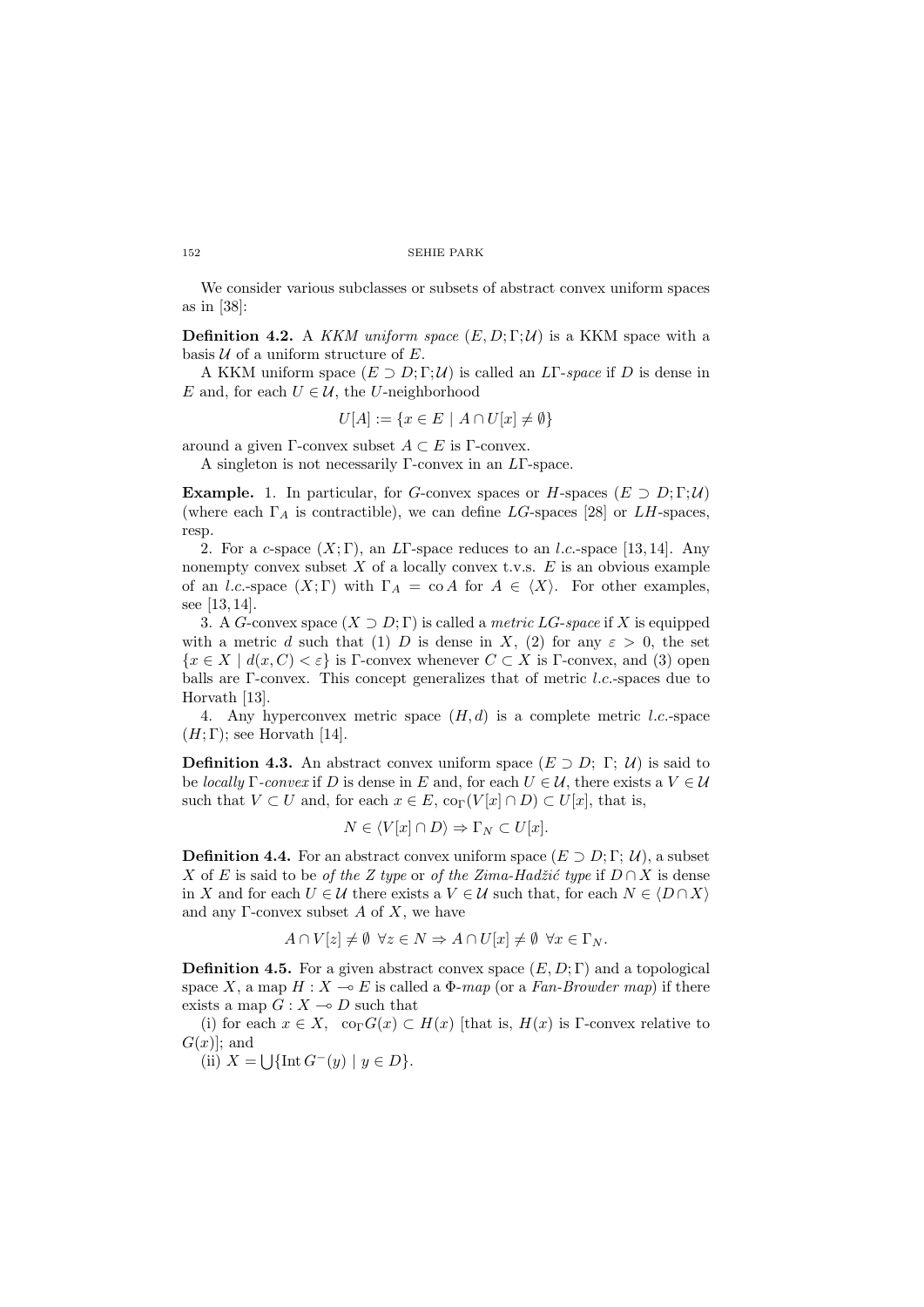We consider various subclasses or subsets of abstract convex uniform spaces as in [38]:

**Definition 4.2.** A *KKM uniform space* $(E, D; \Gamma; \mathcal{U})$ is a KKM space with a basis $\mathcal{U}$ of a uniform structure of $E$.

A KKM uniform space $(E \supset D; \Gamma; \mathcal{U})$ is called an *L*$\Gamma$*-space* if $D$ is dense in $E$ and, for each $U \in \mathcal{U}$, the $U$-neighborhood

$$U[A] := \{x \in E \mid A \cap U[x] \neq \emptyset\}$$

around a given $\Gamma$-convex subset $A \subset E$ is $\Gamma$-convex.

A singleton is not necessarily $\Gamma$-convex in an $L\Gamma$-space.

**Example.** 1. In particular, for $G$-convex spaces or $H$-spaces $(E \supset D; \Gamma; \mathcal{U})$ (where each $\Gamma_A$ is contractible), we can define $LG$-spaces [28] or $LH$-spaces, resp.

2. For a $c$-space $(X; \Gamma)$, an $L\Gamma$-space reduces to an *l.c.*-space [13, 14]. Any nonempty convex subset $X$ of a locally convex t.v.s. $E$ is an obvious example of an *l.c.*-space $(X; \Gamma)$ with $\Gamma_A = \operatorname{co} A$ for $A \in \langle X \rangle$. For other examples, see [13, 14].

3. A $G$-convex space $(X \supset D; \Gamma)$ is called a *metric LG-space* if $X$ is equipped with a metric $d$ such that (1) $D$ is dense in $X$, (2) for any $\varepsilon > 0$, the set $\{x \in X \mid d(x, C) < \varepsilon\}$ is $\Gamma$-convex whenever $C \subset X$ is $\Gamma$-convex, and (3) open balls are $\Gamma$-convex. This concept generalizes that of metric *l.c.*-spaces due to Horvath [13].

4. Any hyperconvex metric space $(H, d)$ is a complete metric *l.c.*-space $(H; \Gamma)$; see Horvath [14].

**Definition 4.3.** An abstract convex uniform space $(E \supset D;\ \Gamma;\ \mathcal{U})$ is said to be *locally* $\Gamma$*-convex* if $D$ is dense in $E$ and, for each $U \in \mathcal{U}$, there exists a $V \in \mathcal{U}$ such that $V \subset U$ and, for each $x \in E$, $\operatorname{co}_\Gamma(V[x] \cap D) \subset U[x]$, that is,

$$N \in \langle V[x] \cap D \rangle \Rightarrow \Gamma_N \subset U[x].$$

**Definition 4.4.** For an abstract convex uniform space $(E \supset D; \Gamma;\ \mathcal{U})$, a subset $X$ of $E$ is said to be *of the Z type* or *of the Zima-Hadžić type* if $D \cap X$ is dense in $X$ and for each $U \in \mathcal{U}$ there exists a $V \in \mathcal{U}$ such that, for each $N \in \langle D \cap X \rangle$ and any $\Gamma$-convex subset $A$ of $X$, we have

$$A \cap V[z] \neq \emptyset \ \ \forall z \in N \Rightarrow A \cap U[x] \neq \emptyset \ \ \forall x \in \Gamma_N.$$

**Definition 4.5.** For a given abstract convex space $(E, D; \Gamma)$ and a topological space $X$, a map $H : X \multimap E$ is called a *$\Phi$-map* (or a *Fan-Browder map*) if there exists a map $G : X \multimap D$ such that

(i) for each $x \in X$, $\operatorname{co}_\Gamma G(x) \subset H(x)$ [that is, $H(x)$ is $\Gamma$-convex relative to $G(x)$]; and

(ii) $X = \bigcup \{\operatorname{Int} G^-(y) \mid y \in D\}$.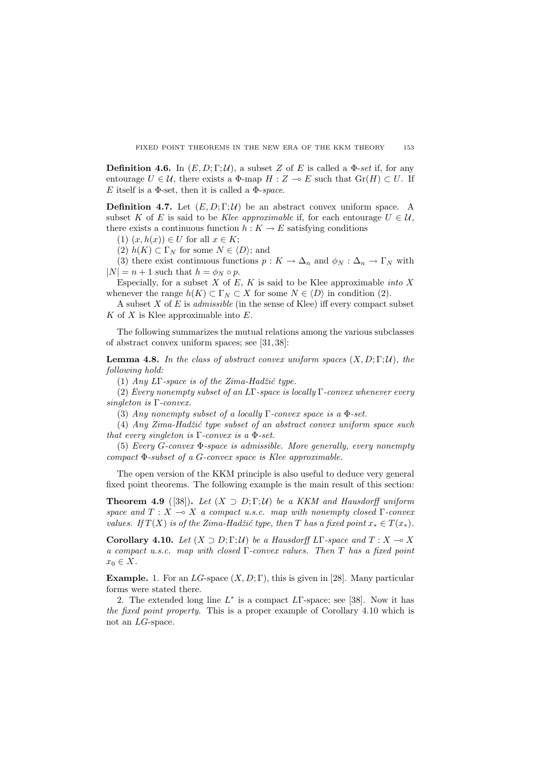**Definition 4.6.** In $(E, D; \Gamma; \mathcal{U})$, a subset $Z$ of $E$ is called a $\Phi$-*set* if, for any entourage $U \in \mathcal{U}$, there exists a $\Phi$-map $H : Z \multimap E$ such that $\mathrm{Gr}(H) \subset U$. If $E$ itself is a $\Phi$-set, then it is called a $\Phi$-*space*.

**Definition 4.7.** Let $(E, D; \Gamma; \mathcal{U})$ be an abstract convex uniform space. A subset $K$ of $E$ is said to be *Klee approximable* if, for each entourage $U \in \mathcal{U}$, there exists a continuous function $h : K \to E$ satisfying conditions

(1) $(x, h(x)) \in U$ for all $x \in K$;

(2) $h(K) \subset \Gamma_N$ for some $N \in \langle D \rangle$; and

(3) there exist continuous functions $p : K \to \Delta_n$ and $\phi_N : \Delta_n \to \Gamma_N$ with $|N| = n + 1$ such that $h = \phi_N \circ p$.

Especially, for a subset $X$ of $E$, $K$ is said to be Klee approximable *into* $X$ whenever the range $h(K) \subset \Gamma_N \subset X$ for some $N \in \langle D \rangle$ in condition (2).

A subset $X$ of $E$ is *admissible* (in the sense of Klee) iff every compact subset $K$ of $X$ is Klee approximable into $E$.

The following summarizes the mutual relations among the various subclasses of abstract convex uniform spaces; see [31, 38]:

**Lemma 4.8.** *In the class of abstract convex uniform spaces $(X, D; \Gamma; \mathcal{U})$, the following hold:*

(1) *Any $L\Gamma$-space is of the Zima-Hadžić type.*

(2) *Every nonempty subset of an $L\Gamma$-space is locally $\Gamma$-convex whenever every singleton is $\Gamma$-convex.*

(3) *Any nonempty subset of a locally $\Gamma$-convex space is a $\Phi$-set.*

(4) *Any Zima-Hadžić type subset of an abstract convex uniform space such that every singleton is $\Gamma$-convex is a $\Phi$-set.*

(5) *Every $G$-convex $\Phi$-space is admissible. More generally, every nonempty compact $\Phi$-subset of a $G$-convex space is Klee approximable.*

The open version of the KKM principle is also useful to deduce very general fixed point theorems. The following example is the main result of this section:

**Theorem 4.9** ([38])**.** *Let $(X \supset D; \Gamma; \mathcal{U})$ be a KKM and Hausdorff uniform space and $T : X \multimap X$ a compact u.s.c. map with nonempty closed $\Gamma$-convex values. If $T(X)$ is of the Zima-Hadžić type, then $T$ has a fixed point $x_* \in T(x_*)$.*

**Corollary 4.10.** *Let $(X \supset D; \Gamma; \mathcal{U})$ be a Hausdorff $L\Gamma$-space and $T : X \multimap X$ a compact u.s.c. map with closed $\Gamma$-convex values. Then $T$ has a fixed point $x_0 \in X$.*

**Example.** 1. For an $LG$-space $(X, D; \Gamma)$, this is given in [28]. Many particular forms were stated there.

2. The extended long line $L^*$ is a compact $L\Gamma$-space; see [38]. Now it has *the fixed point property*. This is a proper example of Corollary 4.10 which is not an $LG$-space.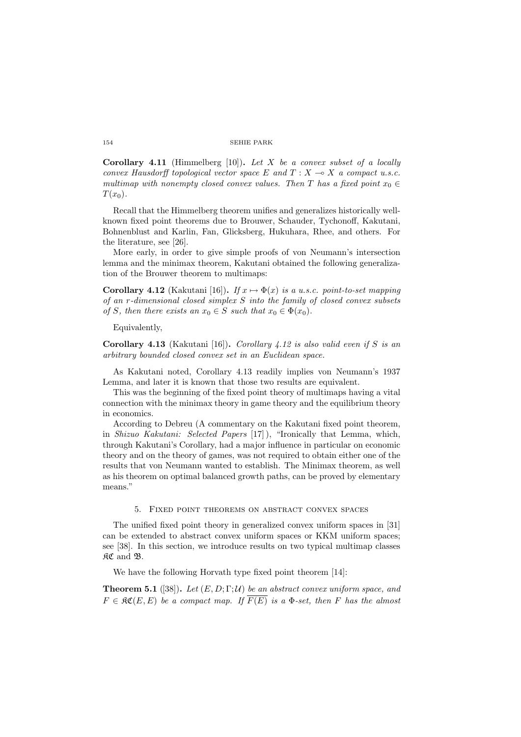**Corollary 4.11** (Himmelberg [10])**.** *Let $X$ be a convex subset of a locally convex Hausdorff topological vector space $E$ and $T : X \multimap X$ a compact u.s.c. multimap with nonempty closed convex values. Then $T$ has a fixed point $x_0 \in T(x_0)$.*

Recall that the Himmelberg theorem unifies and generalizes historically well-known fixed point theorems due to Brouwer, Schauder, Tychonoff, Kakutani, Bohnenblust and Karlin, Fan, Glicksberg, Hukuhara, Rhee, and others. For the literature, see [26].

More early, in order to give simple proofs of von Neumann's intersection lemma and the minimax theorem, Kakutani obtained the following generalization of the Brouwer theorem to multimaps:

**Corollary 4.12** (Kakutani [16])**.** *If $x \mapsto \Phi(x)$ is a u.s.c. point-to-set mapping of an $r$-dimensional closed simplex $S$ into the family of closed convex subsets of $S$, then there exists an $x_0 \in S$ such that $x_0 \in \Phi(x_0)$.*

Equivalently,

**Corollary 4.13** (Kakutani [16])**.** *Corollary 4.12 is also valid even if $S$ is an arbitrary bounded closed convex set in an Euclidean space.*

As Kakutani noted, Corollary 4.13 readily implies von Neumann's 1937 Lemma, and later it is known that those two results are equivalent.

This was the beginning of the fixed point theory of multimaps having a vital connection with the minimax theory in game theory and the equilibrium theory in economics.

According to Debreu (A commentary on the Kakutani fixed point theorem, in *Shizuo Kakutani: Selected Papers* [17] ), "Ironically that Lemma, which, through Kakutani's Corollary, had a major influence in particular on economic theory and on the theory of games, was not required to obtain either one of the results that von Neumann wanted to establish. The Minimax theorem, as well as his theorem on optimal balanced growth paths, can be proved by elementary means."

## 5. Fixed point theorems on abstract convex spaces

The unified fixed point theory in generalized convex uniform spaces in [31] can be extended to abstract convex uniform spaces or KKM uniform spaces; see [38]. In this section, we introduce results on two typical multimap classes $\mathfrak{KC}$ and $\mathfrak{B}$.

We have the following Horvath type fixed point theorem [14]:

**Theorem 5.1** ([38])**.** *Let $(E, D; \Gamma; \mathcal{U})$ be an abstract convex uniform space, and $F \in \mathfrak{KC}(E, E)$ be a compact map. If $\overline{F(E)}$ is a $\Phi$-set, then $F$ has the almost*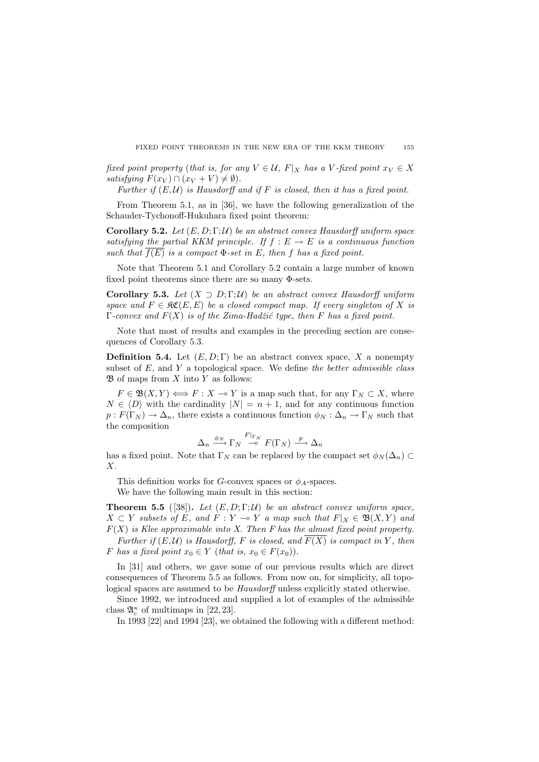*fixed point property* (*that is, for any* $V \in \mathcal{U}$, $F|_X$ *has a* $V$*-fixed point* $x_V \in X$ *satisfying* $F(x_V) \cap (x_V + V) \neq \emptyset$).

*Further if* $(E, \mathcal{U})$ *is Hausdorff and if* $F$ *is closed, then it has a fixed point.*

From Theorem 5.1, as in [36], we have the following generalization of the Schauder-Tychonoff-Hukuhara fixed point theorem:

**Corollary 5.2.** *Let* $(E, D; \Gamma; \mathcal{U})$ *be an abstract convex Hausdorff uniform space satisfying the partial KKM principle. If* $f : E \to E$ *is a continuous function such that* $\overline{f(E)}$ *is a compact* $\Phi$*-set in* $E$*, then* $f$ *has a fixed point.*

Note that Theorem 5.1 and Corollary 5.2 contain a large number of known fixed point theorems since there are so many $\Phi$-sets.

**Corollary 5.3.** *Let* $(X \supset D; \Gamma; \mathcal{U})$ *be an abstract convex Hausdorff uniform space and* $F \in \mathfrak{KC}(E, E)$ *be a closed compact map. If every singleton of* $X$ *is* $\Gamma$*-convex and* $F(X)$ *is of the Zima-Hadžić type, then* $F$ *has a fixed point.*

Note that most of results and examples in the preceding section are consequences of Corollary 5.3.

**Definition 5.4.** Let $(E, D; \Gamma)$ be an abstract convex space, $X$ a nonempty subset of $E$, and $Y$ a topological space. We define *the better admissible class* $\mathfrak{B}$ of maps from $X$ into $Y$ as follows:

$F \in \mathfrak{B}(X, Y) \iff F : X \multimap Y$ is a map such that, for any $\Gamma_N \subset X$, where $N \in \langle D \rangle$ with the cardinality $|N| = n + 1$, and for any continuous function $p : F(\Gamma_N) \to \Delta_n$, there exists a continuous function $\phi_N : \Delta_n \to \Gamma_N$ such that the composition

$$\Delta_n \xrightarrow{\phi_N} \Gamma_N \overset{F|_{\Gamma_N}}{\multimap} F(\Gamma_N) \xrightarrow{p} \Delta_n$$

has a fixed point. Note that $\Gamma_N$ can be replaced by the compact set $\phi_N(\Delta_n) \subset X$.

This definition works for $G$-convex spaces or $\phi_A$-spaces.

We have the following main result in this section:

**Theorem 5.5** ([38])**.** *Let* $(E, D; \Gamma; \mathcal{U})$ *be an abstract convex uniform space,* $X \subset Y$ *subsets of* $E$*, and* $F : Y \multimap Y$ *a map such that* $F|_X \in \mathfrak{B}(X, Y)$ *and* $F(X)$ *is Klee approximable into* $X$*. Then* $F$ *has the almost fixed point property.*

*Further if* $(E, \mathcal{U})$ *is Hausdorff,* $F$ *is closed, and* $\overline{F(X)}$ *is compact in* $Y$*, then* $F$ *has a fixed point* $x_0 \in Y$ (*that is,* $x_0 \in F(x_0)$).

In [31] and others, we gave some of our previous results which are direct consequences of Theorem 5.5 as follows. From now on, for simplicity, all topological spaces are assumed to be *Hausdorff* unless explicitly stated otherwise.

Since 1992, we introduced and supplied a lot of examples of the admissible class $\mathfrak{A}_c^\kappa$ of multimaps in [22, 23].

In 1993 [22] and 1994 [23], we obtained the following with a different method: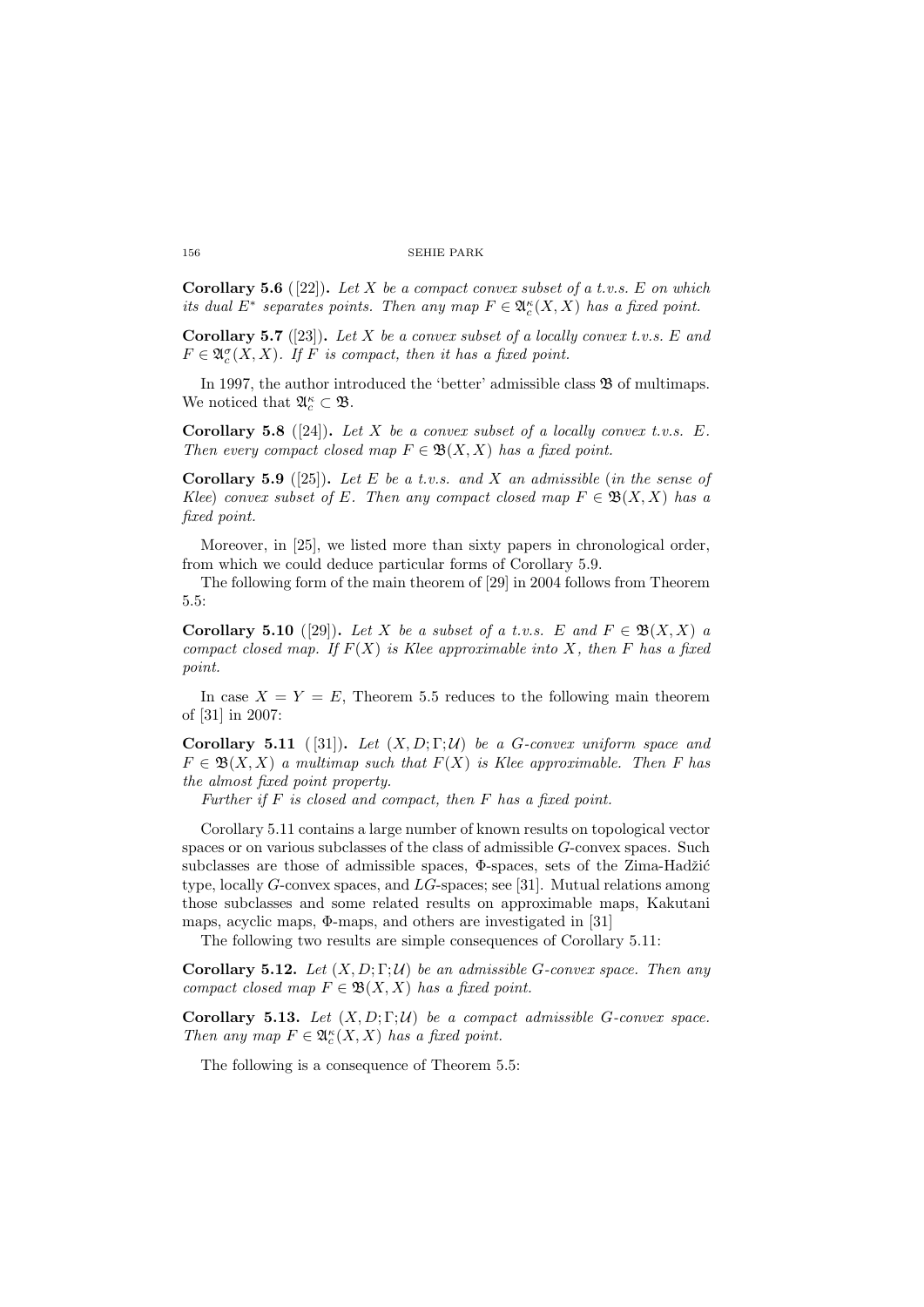**Corollary 5.6** ([22])**.** *Let $X$ be a compact convex subset of a t.v.s. $E$ on which its dual $E^*$ separates points. Then any map $F \in \mathfrak{A}_c^\kappa(X, X)$ has a fixed point.*

**Corollary 5.7** ([23])**.** *Let $X$ be a convex subset of a locally convex t.v.s. $E$ and $F \in \mathfrak{A}_c^\sigma(X, X)$. If $F$ is compact, then it has a fixed point.*

In 1997, the author introduced the 'better' admissible class $\mathfrak{B}$ of multimaps. We noticed that $\mathfrak{A}_c^\kappa \subset \mathfrak{B}$.

**Corollary 5.8** ([24])**.** *Let $X$ be a convex subset of a locally convex t.v.s. $E$. Then every compact closed map $F \in \mathfrak{B}(X, X)$ has a fixed point.*

**Corollary 5.9** ([25])**.** *Let $E$ be a t.v.s. and $X$ an admissible* (*in the sense of Klee*) *convex subset of $E$. Then any compact closed map $F \in \mathfrak{B}(X, X)$ has a fixed point.*

Moreover, in [25], we listed more than sixty papers in chronological order, from which we could deduce particular forms of Corollary 5.9.

The following form of the main theorem of [29] in 2004 follows from Theorem 5.5:

**Corollary 5.10** ([29])**.** *Let $X$ be a subset of a t.v.s. $E$ and $F \in \mathfrak{B}(X, X)$ a compact closed map. If $F(X)$ is Klee approximable into $X$, then $F$ has a fixed point.*

In case $X = Y = E$, Theorem 5.5 reduces to the following main theorem of [31] in 2007:

**Corollary 5.11** ([31])**.** *Let $(X, D; \Gamma; \mathcal{U})$ be a $G$-convex uniform space and $F \in \mathfrak{B}(X, X)$ a multimap such that $F(X)$ is Klee approximable. Then $F$ has the almost fixed point property.*

*Further if $F$ is closed and compact, then $F$ has a fixed point.*

Corollary 5.11 contains a large number of known results on topological vector spaces or on various subclasses of the class of admissible $G$-convex spaces. Such subclasses are those of admissible spaces, $\Phi$-spaces, sets of the Zima-Hadžić type, locally $G$-convex spaces, and $LG$-spaces; see [31]. Mutual relations among those subclasses and some related results on approximable maps, Kakutani maps, acyclic maps, $\Phi$-maps, and others are investigated in [31]

The following two results are simple consequences of Corollary 5.11:

**Corollary 5.12.** *Let $(X, D; \Gamma; \mathcal{U})$ be an admissible $G$-convex space. Then any compact closed map $F \in \mathfrak{B}(X, X)$ has a fixed point.*

**Corollary 5.13.** *Let $(X, D; \Gamma; \mathcal{U})$ be a compact admissible $G$-convex space. Then any map $F \in \mathfrak{A}_c^\kappa(X, X)$ has a fixed point.*

The following is a consequence of Theorem 5.5: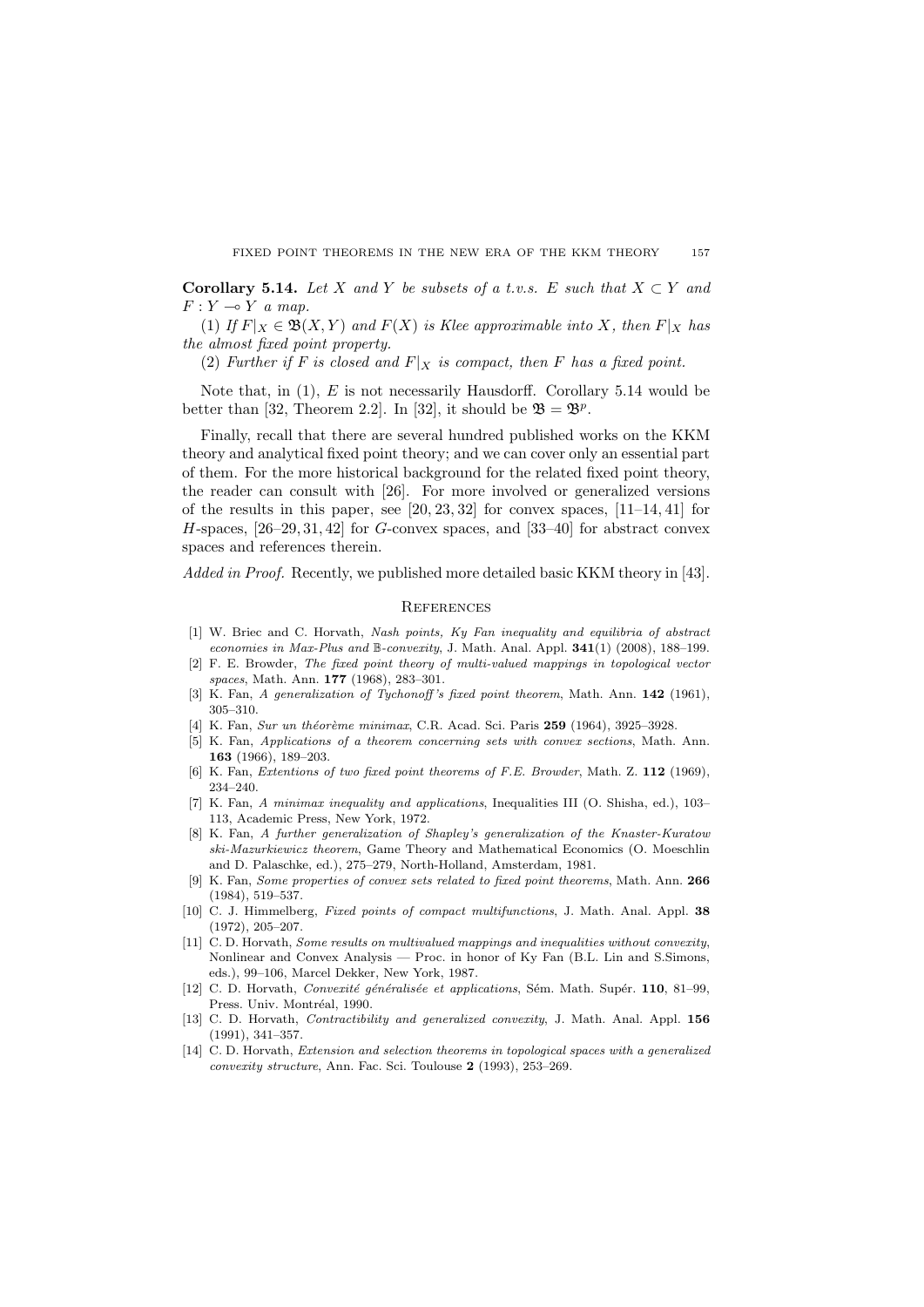**Corollary 5.14.** *Let $X$ and $Y$ be subsets of a t.v.s. $E$ such that $X \subset Y$ and $F : Y \multimap Y$ a map.*

(1) *If $F|_X \in \mathfrak{B}(X, Y)$ and $F(X)$ is Klee approximable into $X$, then $F|_X$ has the almost fixed point property.*

(2) *Further if $F$ is closed and $F|_X$ is compact, then $F$ has a fixed point.*

Note that, in (1), $E$ is not necessarily Hausdorff. Corollary 5.14 would be better than [32, Theorem 2.2]. In [32], it should be $\mathfrak{B} = \mathfrak{B}^p$.

Finally, recall that there are several hundred published works on the KKM theory and analytical fixed point theory; and we can cover only an essential part of them. For the more historical background for the related fixed point theory, the reader can consult with [26]. For more involved or generalized versions of the results in this paper, see [20, 23, 32] for convex spaces, [11–14, 41] for $H$-spaces, [26–29, 31, 42] for $G$-convex spaces, and [33–40] for abstract convex spaces and references therein.

*Added in Proof.* Recently, we published more detailed basic KKM theory in [43].

## References

[1] W. Briec and C. Horvath, *Nash points, Ky Fan inequality and equilibria of abstract economies in Max-Plus and $\mathbb{B}$-convexity*, J. Math. Anal. Appl. **341**(1) (2008), 188–199.

[2] F. E. Browder, *The fixed point theory of multi-valued mappings in topological vector spaces*, Math. Ann. **177** (1968), 283–301.

[3] K. Fan, *A generalization of Tychonoff's fixed point theorem*, Math. Ann. **142** (1961), 305–310.

[4] K. Fan, *Sur un théorème minimax*, C.R. Acad. Sci. Paris **259** (1964), 3925–3928.

[5] K. Fan, *Applications of a theorem concerning sets with convex sections*, Math. Ann. **163** (1966), 189–203.

[6] K. Fan, *Extentions of two fixed point theorems of F.E. Browder*, Math. Z. **112** (1969), 234–240.

[7] K. Fan, *A minimax inequality and applications*, Inequalities III (O. Shisha, ed.), 103–113, Academic Press, New York, 1972.

[8] K. Fan, *A further generalization of Shapley's generalization of the Knaster-Kuratowski-Mazurkiewicz theorem*, Game Theory and Mathematical Economics (O. Moeschlin and D. Palaschke, ed.), 275–279, North-Holland, Amsterdam, 1981.

[9] K. Fan, *Some properties of convex sets related to fixed point theorems*, Math. Ann. **266** (1984), 519–537.

[10] C. J. Himmelberg, *Fixed points of compact multifunctions*, J. Math. Anal. Appl. **38** (1972), 205–207.

[11] C. D. Horvath, *Some results on multivalued mappings and inequalities without convexity*, Nonlinear and Convex Analysis — Proc. in honor of Ky Fan (B.L. Lin and S.Simons, eds.), 99–106, Marcel Dekker, New York, 1987.

[12] C. D. Horvath, *Convexité généralisée et applications*, Sém. Math. Supér. **110**, 81–99, Press. Univ. Montréal, 1990.

[13] C. D. Horvath, *Contractibility and generalized convexity*, J. Math. Anal. Appl. **156** (1991), 341–357.

[14] C. D. Horvath, *Extension and selection theorems in topological spaces with a generalized convexity structure*, Ann. Fac. Sci. Toulouse **2** (1993), 253–269.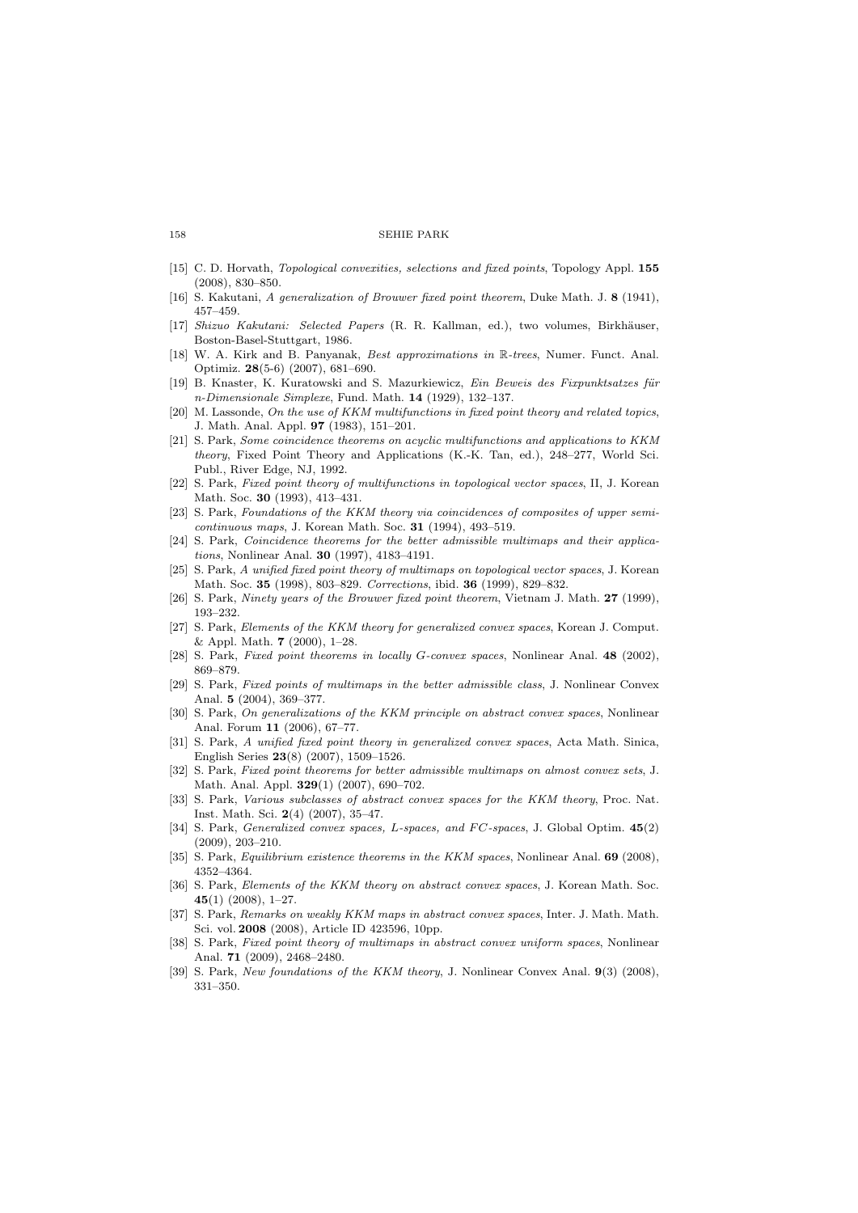[15] C. D. Horvath, *Topological convexities, selections and fixed points*, Topology Appl. **155** (2008), 830–850.

[16] S. Kakutani, *A generalization of Brouwer fixed point theorem*, Duke Math. J. **8** (1941), 457–459.

[17] *Shizuo Kakutani: Selected Papers* (R. R. Kallman, ed.), two volumes, Birkhäuser, Boston-Basel-Stuttgart, 1986.

[18] W. A. Kirk and B. Panyanak, *Best approximations in* $\mathbb{R}$*-trees*, Numer. Funct. Anal. Optimiz. **28**(5-6) (2007), 681–690.

[19] B. Knaster, K. Kuratowski and S. Mazurkiewicz, *Ein Beweis des Fixpunktsatzes für n-Dimensionale Simplexe*, Fund. Math. **14** (1929), 132–137.

[20] M. Lassonde, *On the use of KKM multifunctions in fixed point theory and related topics*, J. Math. Anal. Appl. **97** (1983), 151–201.

[21] S. Park, *Some coincidence theorems on acyclic multifunctions and applications to KKM theory*, Fixed Point Theory and Applications (K.-K. Tan, ed.), 248–277, World Sci. Publ., River Edge, NJ, 1992.

[22] S. Park, *Fixed point theory of multifunctions in topological vector spaces*, II, J. Korean Math. Soc. **30** (1993), 413–431.

[23] S. Park, *Foundations of the KKM theory via coincidences of composites of upper semicontinuous maps*, J. Korean Math. Soc. **31** (1994), 493–519.

[24] S. Park, *Coincidence theorems for the better admissible multimaps and their applications*, Nonlinear Anal. **30** (1997), 4183–4191.

[25] S. Park, *A unified fixed point theory of multimaps on topological vector spaces*, J. Korean Math. Soc. **35** (1998), 803–829. *Corrections*, ibid. **36** (1999), 829–832.

[26] S. Park, *Ninety years of the Brouwer fixed point theorem*, Vietnam J. Math. **27** (1999), 193–232.

[27] S. Park, *Elements of the KKM theory for generalized convex spaces*, Korean J. Comput. & Appl. Math. **7** (2000), 1–28.

[28] S. Park, *Fixed point theorems in locally G-convex spaces*, Nonlinear Anal. **48** (2002), 869–879.

[29] S. Park, *Fixed points of multimaps in the better admissible class*, J. Nonlinear Convex Anal. **5** (2004), 369–377.

[30] S. Park, *On generalizations of the KKM principle on abstract convex spaces*, Nonlinear Anal. Forum **11** (2006), 67–77.

[31] S. Park, *A unified fixed point theory in generalized convex spaces*, Acta Math. Sinica, English Series **23**(8) (2007), 1509–1526.

[32] S. Park, *Fixed point theorems for better admissible multimaps on almost convex sets*, J. Math. Anal. Appl. **329**(1) (2007), 690–702.

[33] S. Park, *Various subclasses of abstract convex spaces for the KKM theory*, Proc. Nat. Inst. Math. Sci. **2**(4) (2007), 35–47.

[34] S. Park, *Generalized convex spaces, L-spaces, and FC-spaces*, J. Global Optim. **45**(2) (2009), 203–210.

[35] S. Park, *Equilibrium existence theorems in the KKM spaces*, Nonlinear Anal. **69** (2008), 4352–4364.

[36] S. Park, *Elements of the KKM theory on abstract convex spaces*, J. Korean Math. Soc. **45**(1) (2008), 1–27.

[37] S. Park, *Remarks on weakly KKM maps in abstract convex spaces*, Inter. J. Math. Math. Sci. vol. **2008** (2008), Article ID 423596, 10pp.

[38] S. Park, *Fixed point theory of multimaps in abstract convex uniform spaces*, Nonlinear Anal. **71** (2009), 2468–2480.

[39] S. Park, *New foundations of the KKM theory*, J. Nonlinear Convex Anal. **9**(3) (2008), 331–350.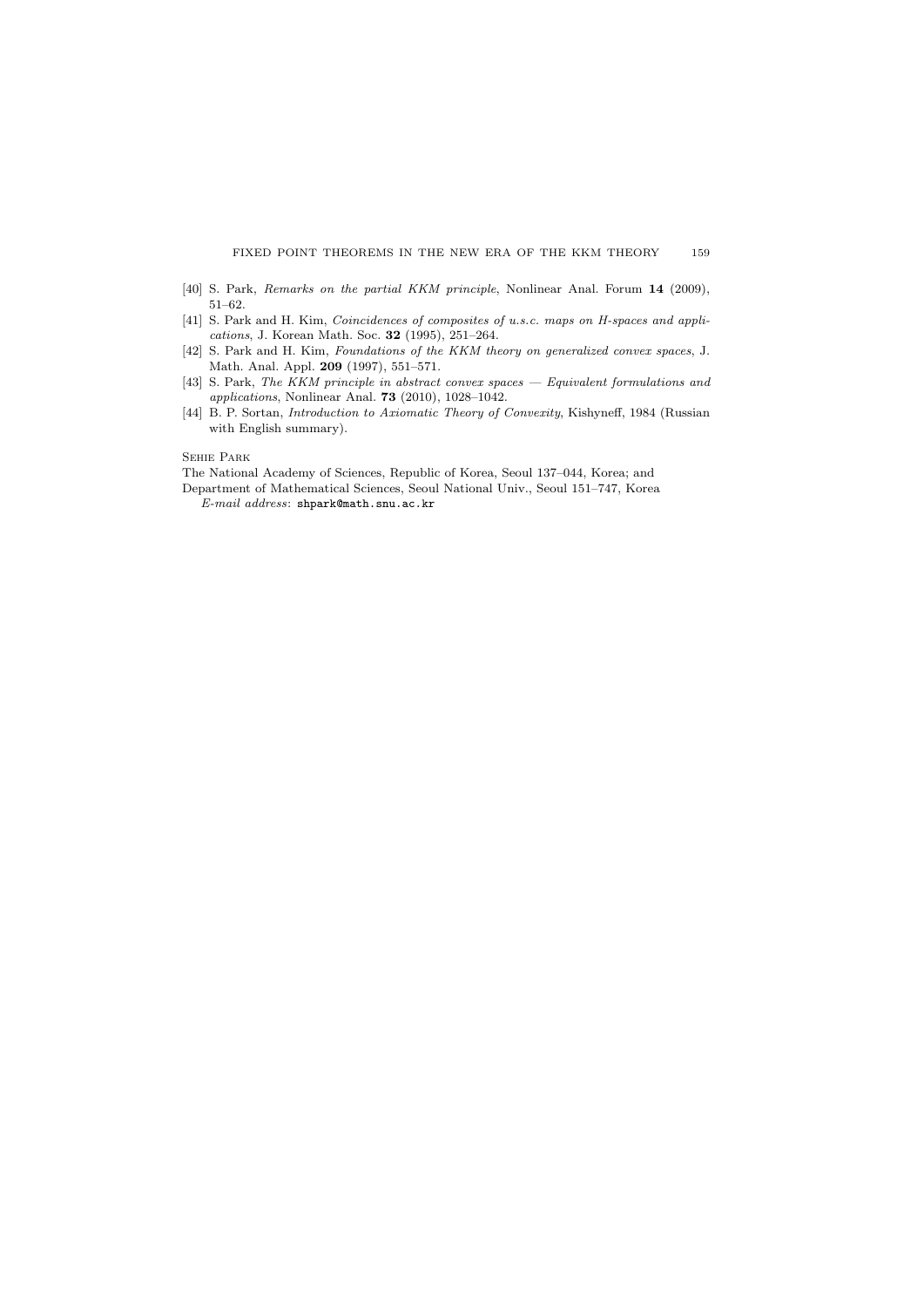[40] S. Park, *Remarks on the partial KKM principle*, Nonlinear Anal. Forum **14** (2009), 51–62.

[41] S. Park and H. Kim, *Coincidences of composites of u.s.c. maps on H-spaces and applications*, J. Korean Math. Soc. **32** (1995), 251–264.

[42] S. Park and H. Kim, *Foundations of the KKM theory on generalized convex spaces*, J. Math. Anal. Appl. **209** (1997), 551–571.

[43] S. Park, *The KKM principle in abstract convex spaces — Equivalent formulations and applications*, Nonlinear Anal. **73** (2010), 1028–1042.

[44] B. P. Sortan, *Introduction to Axiomatic Theory of Convexity*, Kishyneff, 1984 (Russian with English summary).

Sehie Park

The National Academy of Sciences, Republic of Korea, Seoul 137–044, Korea; and
Department of Mathematical Sciences, Seoul National Univ., Seoul 151–747, Korea

*E-mail address*: shpark@math.snu.ac.kr